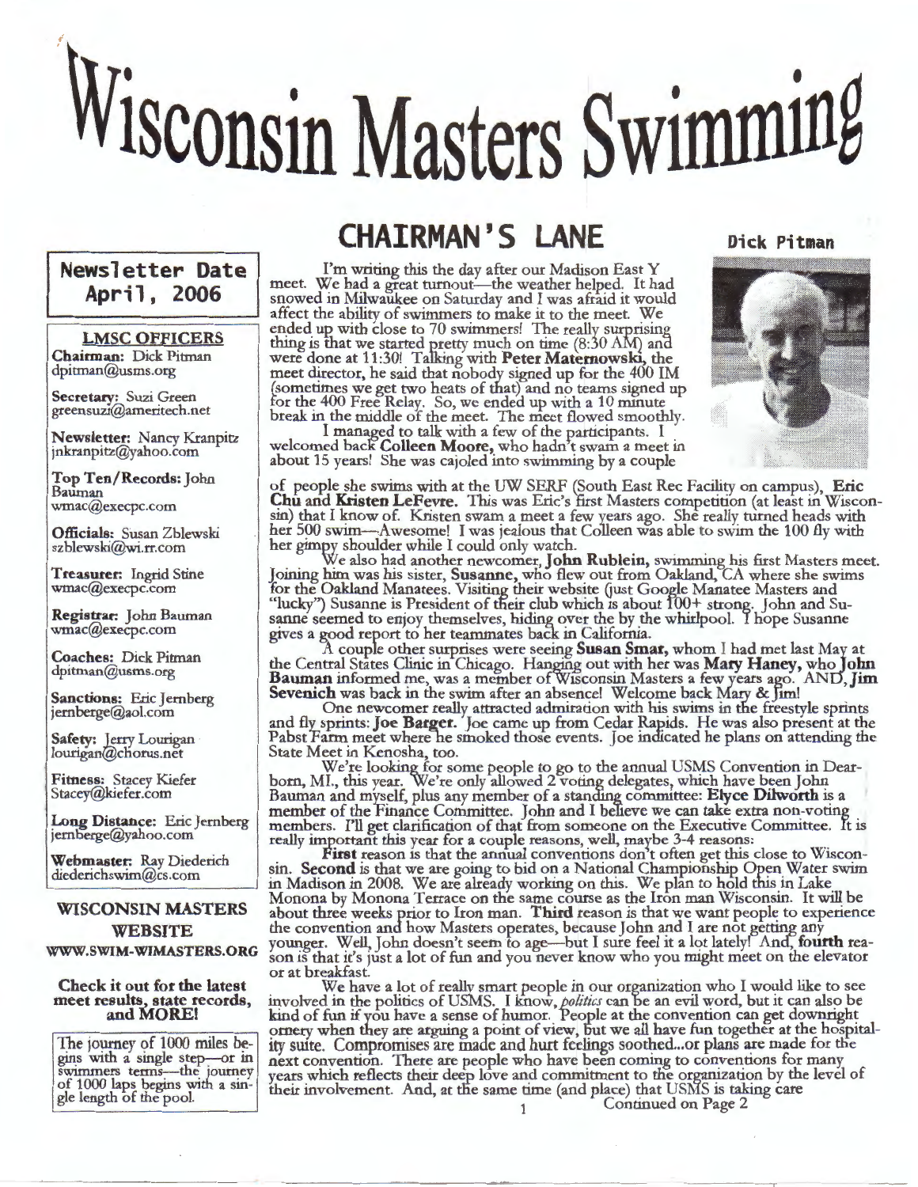# Wisconsin Masters Swimming

**Newsletter Date April 1, 2006**

**LMSC OFFICERS**

**Chairman:** Dick Pitman dpitman@usms.org

**Secretary:** Suzi Green greensuzi@ameritech.net

**Newsletter:** Nancy Kranpitz jnkranpitz@yahoo.com

**Top Ten/Records:** John Bauman wmac@execpc.com

**Officials:** Susan Zblewski szblewski@wi.rr.com

**Treasurer:** Ingrid Stine wmac@execpc.com

**Registrar:** John Bauman wmac@execpc.com

**Coaches:** Dick Pitman dpitman@usms.org

**Sanctions:** Eric Jernberg jernberge@aol.com

**Safety:** Jerry Lourigan lourigan@chorus.net

**Fitness:** Stacey Kiefer Stacey@kiefer.com

**Long Distance:** Eric Jernberg jernberge@yahoo.com

**Webmaster:** Ray Diederich diederichswim@cs.com

**WISCONSIN MASTERS WEBSITE**
**WWW.SWIM-WIMASTERS.ORG**

**Check it out for the latest meet results, state records, and MORE!**

The journey of 1000 miles begins with a single step—or in swimmers terms—the journey of 1000 laps begins with a single length of the pool.

## CHAIRMAN'S LANE

**Dick Pitman**

I'm writing this the day after our Madison East Y meet. We had a great turnout—the weather helped. It had snowed in Milwaukee on Saturday and I was afraid it would affect the ability of swimmers to make it to the meet. We ended up with close to 70 swimmers! The really surprising thing is that we started pretty much on time (8:30 AM) and were done at 11:30! Talking with **Peter Maternowski**, the meet director, he said that nobody signed up for the 400 IM (sometimes we get two heats of that) and no teams signed up for the 400 Free Relay. So, we ended up with a 10 minute break in the middle of the meet. The meet flowed smoothly.

I managed to talk with a few of the participants. I welcomed back **Colleen Moore,** who hadn't swam a meet in about 15 years! She was cajoled into swimming by a couple of people she swims with at the UW SERF (South East Rec Facility on campus), **Eric Chu and Kristen LeFevre.** This was Eric's first Masters competition (at least in Wisconsin) that I know of. Kristen swam a meet a few years ago. She really turned heads with her 500 swim—Awesome! I was jealous that Colleen was able to swim the 100 fly with her gimpy shoulder while I could only watch.

We also had another newcomer, **John Rublein,** swimming his first Masters meet. Joining him was his sister, **Susanne,** who flew out from Oakland, CA where she swims for the Oakland Manatees. Visiting their website (just Google Manatee Masters and "lucky") Susanne is President of their club which is about 100+ strong. John and Susanne seemed to enjoy themselves, hiding over the by the whirlpool. I hope Susanne gives a good report to her teammates back in California.

A couple other surprises were seeing **Susan Smar,** whom I had met last May at the Central States Clinic in Chicago. Hanging out with her was **Mary Haney,** who **John Bauman** informed me, was a member of Wisconsin Masters a few years ago. AND, **Jim Sevenich** was back in the swim after an absence! Welcome back Mary & Jim!

One newcomer really attracted admiration with his swims in the freestyle sprints and fly sprints: **Joe Barger.** Joe came up from Cedar Rapids. He was also present at the Pabst Farm meet where he smoked those events. Joe indicated he plans on attending the State Meet in Kenosha, too.

We're looking for some people to go to the annual USMS Convention in Dearborn, MI., this year. We're only allowed 2 voting delegates, which have been John Bauman and myself, plus any member of a standing committee: **Elyce Dilworth** is a member of the Finance Committee. John and I believe we can take extra non-voting members. I'll get clarification of that from someone on the Executive Committee. It is really important this year for a couple reasons, well, maybe 3-4 reasons:

**First** reason is that the annual conventions don't often get this close to Wisconsin. **Second** is that we are going to bid on a National Championship Open Water swim in Madison in 2008. We are already working on this. We plan to hold this in Lake Monona by Monona Terrace on the same course as the Iron man Wisconsin. It will be about three weeks prior to Iron man. **Third** reason is that we want people to experience the convention and how Masters operates, because John and I are not getting any younger. Well, John doesn't seem to age—but I sure feel it a lot lately! And, **fourth** reason is that it's just a lot of fun and you never know who you might meet on the elevator or at breakfast.

We have a lot of really smart people in our organization who I would like to see involved in the politics of USMS. I know, *politics* can be an evil word, but it can also be kind of fun if you have a sense of humor. People at the convention can get downright ornery when they are arguing a point of view, but we all have fun together at the hospitality suite. Compromises are made and hurt feelings soothed...or plans are made for the next convention. There are people who have been coming to conventions for many years which reflects their deep love and commitment to the organization by the level of their involvement. And, at the same time (and place) that USMS is taking care

Continued on Page 2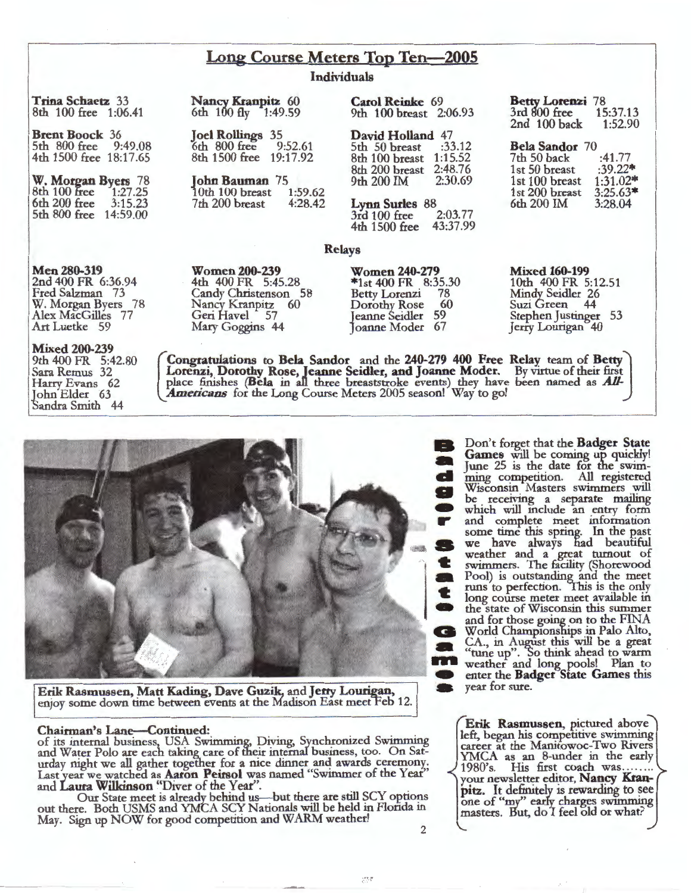## Long Course Meters Top Ten—2005

### Individuals

**Trina Schaetz** 33
8th 100 free 1:06.41

**Brent Boock** 36
5th 800 free 9:49.08
4th 1500 free 18:17.65

**W. Morgan Byers** 78
8th 100 free 1:27.25
6th 200 free 3:15.23
5th 800 free 14:59.00

**Nancy Kranpitz** 60
6th 100 fly 1:49.59

**Joel Rollings** 35
6th 800 free 9:52.61
8th 1500 free 19:17.92

**John Bauman** 75
10th 100 breast 1:59.62
7th 200 breast 4:28.42

**Carol Reinke** 69
9th 100 breast 2:06.93

**David Holland** 47
5th 50 breast :33.12
8th 100 breast 1:15.52
8th 200 breast 2:48.76
9th 200 IM 2:30.69

**Lynn Surles** 88
3rd 100 free 2:03.77
4th 1500 free 43:37.99

**Betty Lorenzi** 78
3rd 800 free 15:37.13
2nd 100 back 1:52.90

**Bela Sandor** 70
7th 50 back :41.77
1st 50 breast :39.22*
1st 100 breast 1:31.02*
1st 200 breast 3:25.63*
6th 200 IM 3:28.04

### Relays

**Men 280-319**
2nd 400 FR 6:36.94
Fred Salzman 73
W. Morgan Byers 78
Alex MacGilles 77
Art Luetke 59

**Women 200-239**
4th 400 FR 5:45.28
Candy Christenson 58
Nancy Kranpitz 60
Geri Havel 57
Mary Goggins 44

**Women 240-279**
*1st 400 FR 8:35.30
Betty Lorenzi 78
Dorothy Rose 60
Jeanne Seidler 59
Joanne Moder 67

**Mixed 160-199**
10th 400 FR 5:12.51
Mindy Seidler 26
Suzi Green 44
Stephen Justinger 53
Jerry Lourigan 40

**Mixed 200-239**
9th 400 FR 5:42.80
Sara Remus 32
Harry Evans 62
John Elder 63
Sandra Smith 44

**Congratulations** to **Bela Sandor** and the **240-279 400 Free Relay** team of **Betty Lorenzi, Dorothy Rose, Jeanne Seidler, and Joanne Moder.** By virtue of their first place finishes (**Bela** in all three breaststroke events) they have been named as ***All-Americans*** for the Long Course Meters 2005 season! Way to go!

**Erik Rasmussen, Matt Kading, Dave Guzik,** and **Jerry Lourigan,** enjoy some down time between events at the Madison East meet Feb 12.

## Badger State Games

Don't forget that the **Badger State Games** will be coming up quickly! June 25 is the date for the swimming competition. All registered Wisconsin Masters swimmers will be receiving a separate mailing which will include an entry form and complete meet information some time this spring. In the past we have always had beautiful weather and a great turnout of swimmers. The facility (Shorewood Pool) is outstanding and the meet runs to perfection. This is the only long course meter meet available in the state of Wisconsin this summer and for those going on to the FINA World Championships in Palo Alto, CA., in August this will be a great "tune up". So think ahead to warm weather and long pools! Plan to enter the **Badger State Games** this year for sure.

**Erik Rasmussen**, pictured above left, began his competitive swimming career at the Manitowoc-Two Rivers YMCA as an 8-under in the early 1980's. His first coach was........ your newsletter editor, **Nancy Kranpitz.** It definitely is rewarding to see one of "my" early charges swimming masters. But, do I feel old or what?

### Chairman's Lane—Continued:

of its internal business, USA Swimming, Diving, Synchronized Swimming and Water Polo are each taking care of their internal business, too. On Saturday night we all gather together for a nice dinner and awards ceremony. Last year we watched as **Aaron Peirsol** was named "Swimmer of the Year" and **Laura Wilkinson** "Diver of the Year".

Our State meet is already behind us—but there are still SCY options out there. Both USMS and YMCA SCY Nationals will be held in Florida in May. Sign up NOW for good competition and WARM weather!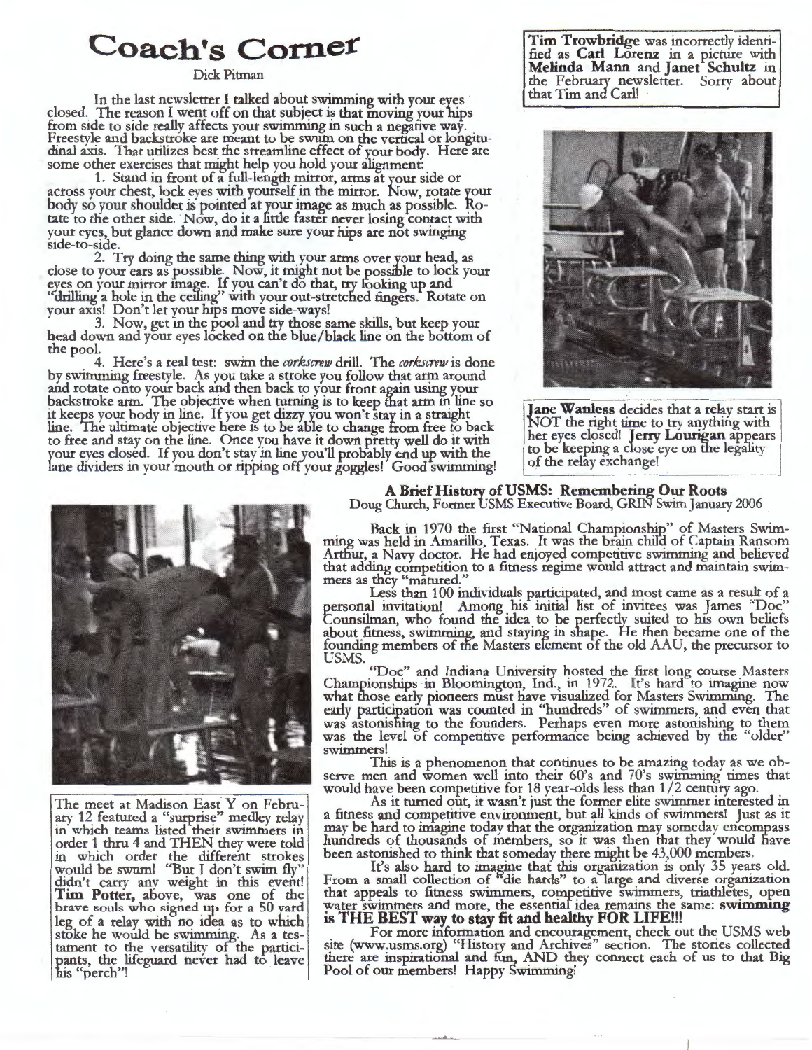# Coach's Corner

Dick Pitman

In the last newsletter I talked about swimming with your eyes closed. The reason I went off on that subject is that moving your hips from side to side really affects your swimming in such a negative way. Freestyle and backstroke are meant to be swum on the vertical or longitudinal axis. That utilizes best the streamline effect of your body. Here are some other exercises that might help you hold your alignment:

1. Stand in front of a full-length mirror, arms at your side or across your chest, lock eyes with yourself in the mirror. Now, rotate your body so your shoulder is pointed at your image as much as possible. Rotate to the other side. Now, do it a little faster never losing contact with your eyes, but glance down and make sure your hips are not swinging side-to-side.

2. Try doing the same thing with your arms over your head, as close to your ears as possible. Now, it might not be possible to lock your eyes on your mirror image. If you can't do that, try looking up and "drilling a hole in the ceiling" with your out-stretched fingers. Rotate on your axis! Don't let your hips move side-ways!

3. Now, get in the pool and try those same skills, but keep your head down and your eyes locked on the blue/black line on the bottom of the pool.

4. Here's a real test: swim the *corkscrew* drill. The *corkscrew* is done by swimming freestyle. As you take a stroke you follow that arm around and rotate onto your back and then back to your front again using your backstroke arm. The objective when turning is to keep that arm in line so it keeps your body in line. If you get dizzy you won't stay in a straight line. The ultimate objective here is to be able to change from free to back to free and stay on the line. Once you have it down pretty well do it with your eyes closed. If you don't stay in line you'll probably end up with the lane dividers in your mouth or ripping off your goggles! Good swimming!

**Tim Trowbridge** was incorrectly identified as **Carl Lorenz** in a picture with **Melinda Mann** and **Janet Schultz** in the February newsletter. Sorry about that Tim and Carl!

**Jane Wanless** decides that a relay start is NOT the right time to try anything with her eyes closed! **Jerry Lourigan** appears to be keeping a close eye on the legality of the relay exchange!

The meet at Madison East Y on February 12 featured a "surprise" medley relay in which teams listed their swimmers in order 1 thru 4 and THEN they were told in which order the different strokes would be swum! "But I don't swim fly" didn't carry any weight in this event! **Tim Potter,** above, was one of the brave souls who signed up for a 50 yard leg of a relay with no idea as to which stoke he would be swimming. As a testament to the versatility of the participants, the lifeguard never had to leave his "perch"!

## A Brief History of USMS: Remembering Our Roots

Doug Church, Former USMS Executive Board, GRIN Swim January 2006

Back in 1970 the first "National Championship" of Masters Swimming was held in Amarillo, Texas. It was the brain child of Captain Ransom Arthur, a Navy doctor. He had enjoyed competitive swimming and believed that adding competition to a fitness regime would attract and maintain swimmers as they "matured."

Less than 100 individuals participated, and most came as a result of a personal invitation! Among his initial list of invitees was James "Doc" Counsilman, who found the idea to be perfectly suited to his own beliefs about fitness, swimming, and staying in shape. He then became one of the founding members of the Masters element of the old AAU, the precursor to USMS.

"Doc" and Indiana University hosted the first long course Masters Championships in Bloomington, Ind., in 1972. It's hard to imagine now what those early pioneers must have visualized for Masters Swimming. The early participation was counted in "hundreds" of swimmers, and even that was astonishing to the founders. Perhaps even more astonishing to them was the level of competitive performance being achieved by the "older" swimmers!

This is a phenomenon that continues to be amazing today as we observe men and women well into their 60's and 70's swimming times that would have been competitive for 18 year-olds less than 1/2 century ago.

As it turned out, it wasn't just the former elite swimmer interested in a fitness and competitive environment, but all kinds of swimmers! Just as it may be hard to imagine today that the organization may someday encompass hundreds of thousands of members, so it was then that they would have been astonished to think that someday there might be 43,000 members.

It's also hard to imagine that this organization is only 35 years old. From a small collection of "die hards" to a large and diverse organization that appeals to fitness swimmers, competitive swimmers, triathletes, open water swimmers and more, the essential idea remains the same: **swimming is THE BEST way to stay fit and healthy FOR LIFE!!!**

For more information and encouragement, check out the USMS web site (www.usms.org) "History and Archives" section. The stories collected there are inspirational and fun, AND they connect each of us to that Big Pool of our members! Happy Swimming!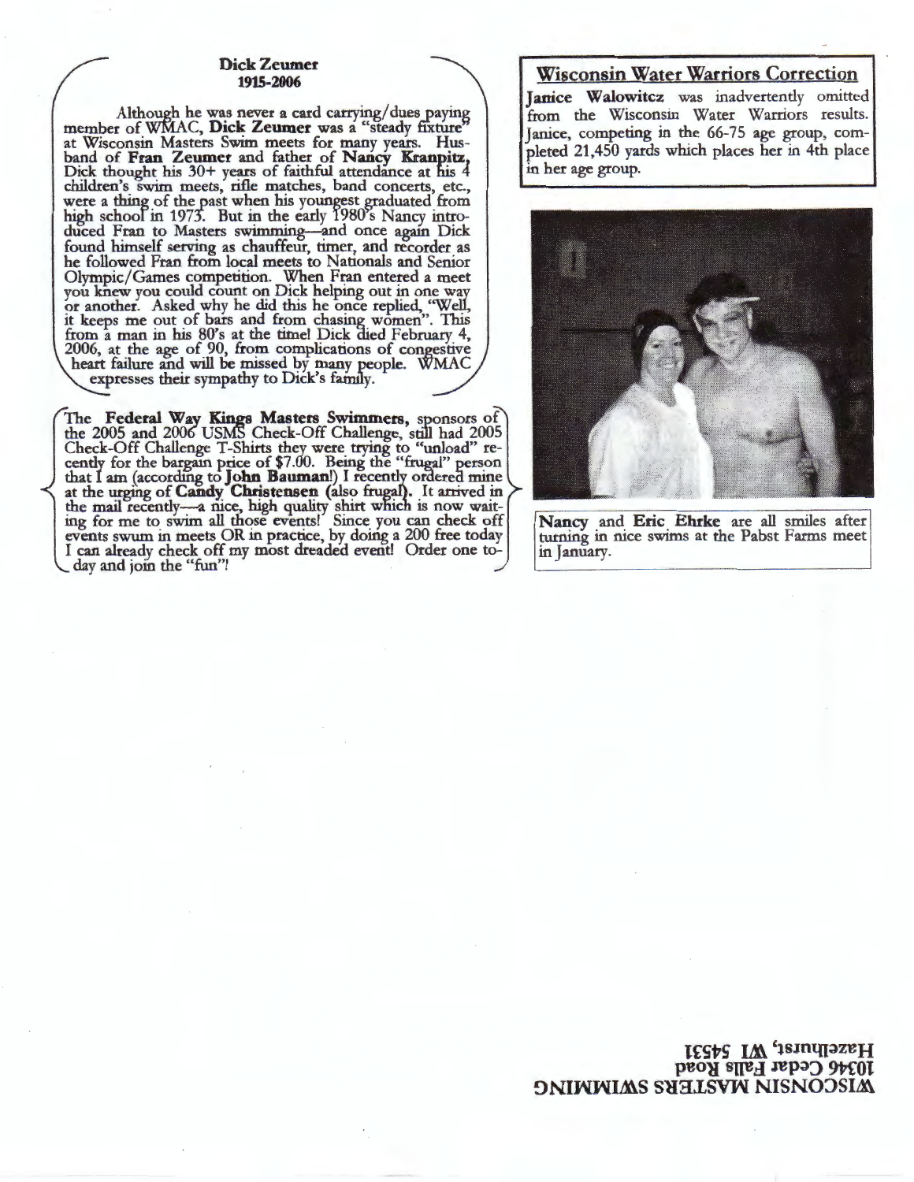## Dick Zeumer
### 1915-2006

Although he was never a card carrying/dues paying member of WMAC, **Dick Zeumer** was a "steady fixture" at Wisconsin Masters Swim meets for many years. Husband of **Fran Zeumer** and father of **Nancy Kranpitz**, Dick thought his 30+ years of faithful attendance at his 4 children's swim meets, rifle matches, band concerts, etc., were a thing of the past when his youngest graduated from high school in 1973. But in the early 1980's Nancy introduced Fran to Masters swimming—and once again Dick found himself serving as chauffeur, timer, and recorder as he followed Fran from local meets to Nationals and Senior Olympic/Games competition. When Fran entered a meet you knew you could count on Dick helping out in one way or another. Asked why he did this he once replied, "Well, it keeps me out of bars and from chasing women". This from a man in his 80's at the time! Dick died February 4, 2006, at the age of 90, from complications of congestive heart failure and will be missed by many people. WMAC expresses their sympathy to Dick's family.

The **Federal Way Kings Masters Swimmers**, sponsors of the 2005 and 2006 USMS Check-Off Challenge, still had 2005 Check-Off Challenge T-Shirts they were trying to "unload" recently for the bargain price of $7.00. Being the "frugal" person that I am (according to **John Bauman**!) I recently ordered mine at the urging of **Candy Christensen** (also frugal). It arrived in the mail recently—a nice, high quality shirt which is now waiting for me to swim all those events! Since you can check off events swum in meets OR in practice, by doing a 200 free today I can already check off my most dreaded event! Order one today and join the "fun"!

## Wisconsin Water Warriors Correction

**Janice Walowitcz** was inadvertently omitted from the Wisconsin Water Warriors results. Janice, competing in the 66-75 age group, completed 21,450 yards which places her in 4th place in her age group.

**Nancy** and **Eric Ehrke** are all smiles after turning in nice swims at the Pabst Farms meet in January.

WISCONSIN MASTERS SWIMMING
10346 Cedar Falls Road
Hazelhurst, WI 54531